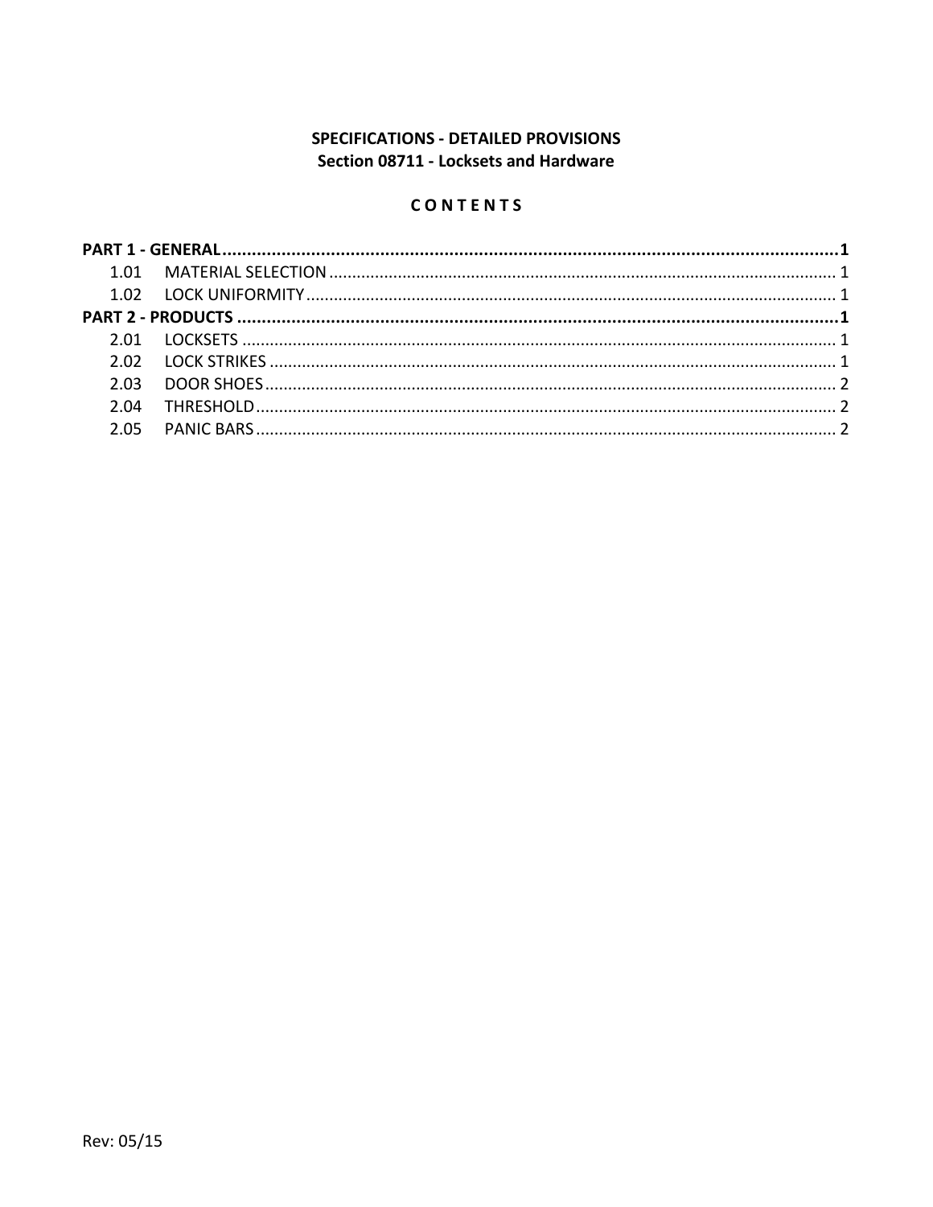**SPECIFICATIONS - DETAILED PROVISIONS**
**Section 08711 - Locksets and Hardware**

**C O N T E N T S**

**PART 1 - GENERAL....................................................................................................................1**
- 1.01 MATERIAL SELECTION .................................................................................................... 1
- 1.02 LOCK UNIFORMITY .......................................................................................................... 1

**PART 2 - PRODUCTS ..................................................................................................................1**
- 2.01 LOCKSETS ........................................................................................................................ 1
- 2.02 LOCK STRIKES .................................................................................................................. 1
- 2.03 DOOR SHOES .................................................................................................................... 2
- 2.04 THRESHOLD ...................................................................................................................... 2
- 2.05 PANIC BARS ...................................................................................................................... 2

Rev: 05/15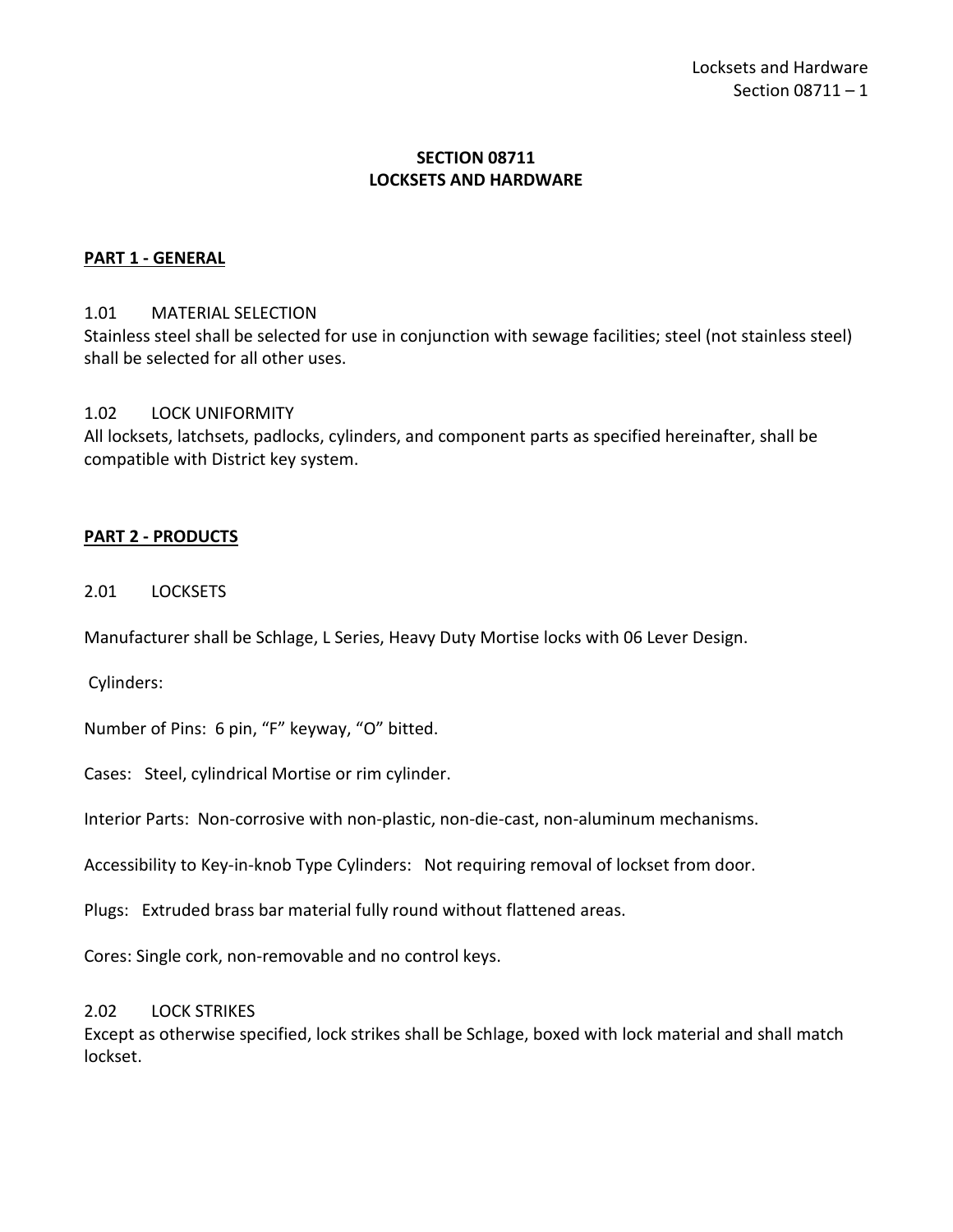# SECTION 08711
# LOCKSETS AND HARDWARE

## PART 1 - GENERAL

### 1.01 MATERIAL SELECTION

Stainless steel shall be selected for use in conjunction with sewage facilities; steel (not stainless steel) shall be selected for all other uses.

### 1.02 LOCK UNIFORMITY

All locksets, latchsets, padlocks, cylinders, and component parts as specified hereinafter, shall be compatible with District key system.

## PART 2 - PRODUCTS

### 2.01 LOCKSETS

Manufacturer shall be Schlage, L Series, Heavy Duty Mortise locks with 06 Lever Design.

Cylinders:

Number of Pins: 6 pin, "F" keyway, "O" bitted.

Cases: Steel, cylindrical Mortise or rim cylinder.

Interior Parts: Non-corrosive with non-plastic, non-die-cast, non-aluminum mechanisms.

Accessibility to Key-in-knob Type Cylinders: Not requiring removal of lockset from door.

Plugs: Extruded brass bar material fully round without flattened areas.

Cores: Single cork, non-removable and no control keys.

### 2.02 LOCK STRIKES

Except as otherwise specified, lock strikes shall be Schlage, boxed with lock material and shall match lockset.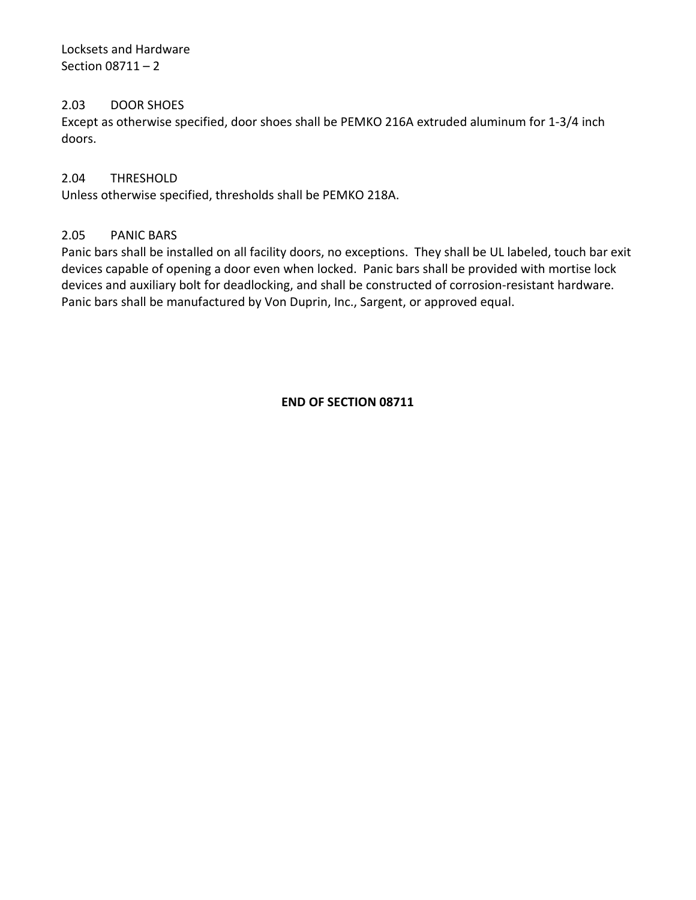### 2.03 DOOR SHOES

Except as otherwise specified, door shoes shall be PEMKO 216A extruded aluminum for 1-3/4 inch doors.

### 2.04 THRESHOLD

Unless otherwise specified, thresholds shall be PEMKO 218A.

### 2.05 PANIC BARS

Panic bars shall be installed on all facility doors, no exceptions. They shall be UL labeled, touch bar exit devices capable of opening a door even when locked. Panic bars shall be provided with mortise lock devices and auxiliary bolt for deadlocking, and shall be constructed of corrosion-resistant hardware. Panic bars shall be manufactured by Von Duprin, Inc., Sargent, or approved equal.

**END OF SECTION 08711**